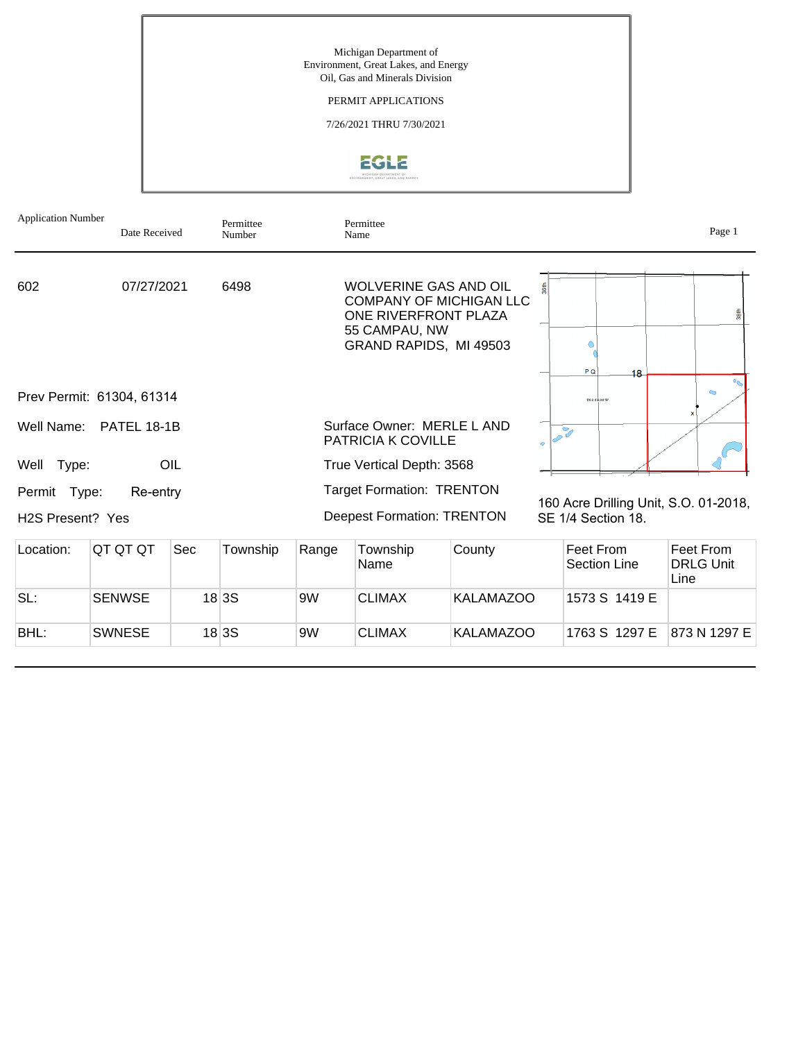Michigan Department of
Environment, Great Lakes, and Energy
Oil, Gas and Minerals Division

PERMIT APPLICATIONS

7/26/2021 THRU 7/30/2021

| Application Number | Date Received | Permittee Number | Permittee Name |
|---|---|---|---|
| 602 | 07/27/2021 | 6498 | WOLVERINE GAS AND OIL COMPANY OF MICHIGAN LLC<br>ONE RIVERFRONT PLAZA<br>55 CAMPAU, NW<br>GRAND RAPIDS, MI 49503 |

Prev Permit: 61304, 61314

Well Name: PATEL 18-1B

Well Type: OIL

Permit Type: Re-entry

H2S Present? Yes

Surface Owner: MERLE L AND PATRICIA K COVILLE

True Vertical Depth: 3568

Target Formation: TRENTON

Deepest Formation: TRENTON

160 Acre Drilling Unit, S.O. 01-2018, SE 1/4 Section 18.

| Location: | QT QT QT | Sec | Township | Range | Township Name | County | Feet From Section Line | Feet From DRLG Unit Line |
|---|---|---|---|---|---|---|---|---|
| SL: | SENWSE | 18 | 3S | 9W | CLIMAX | KALAMAZOO | 1573 S 1419 E | |
| BHL: | SWNESE | 18 | 3S | 9W | CLIMAX | KALAMAZOO | 1763 S 1297 E | 873 N 1297 E |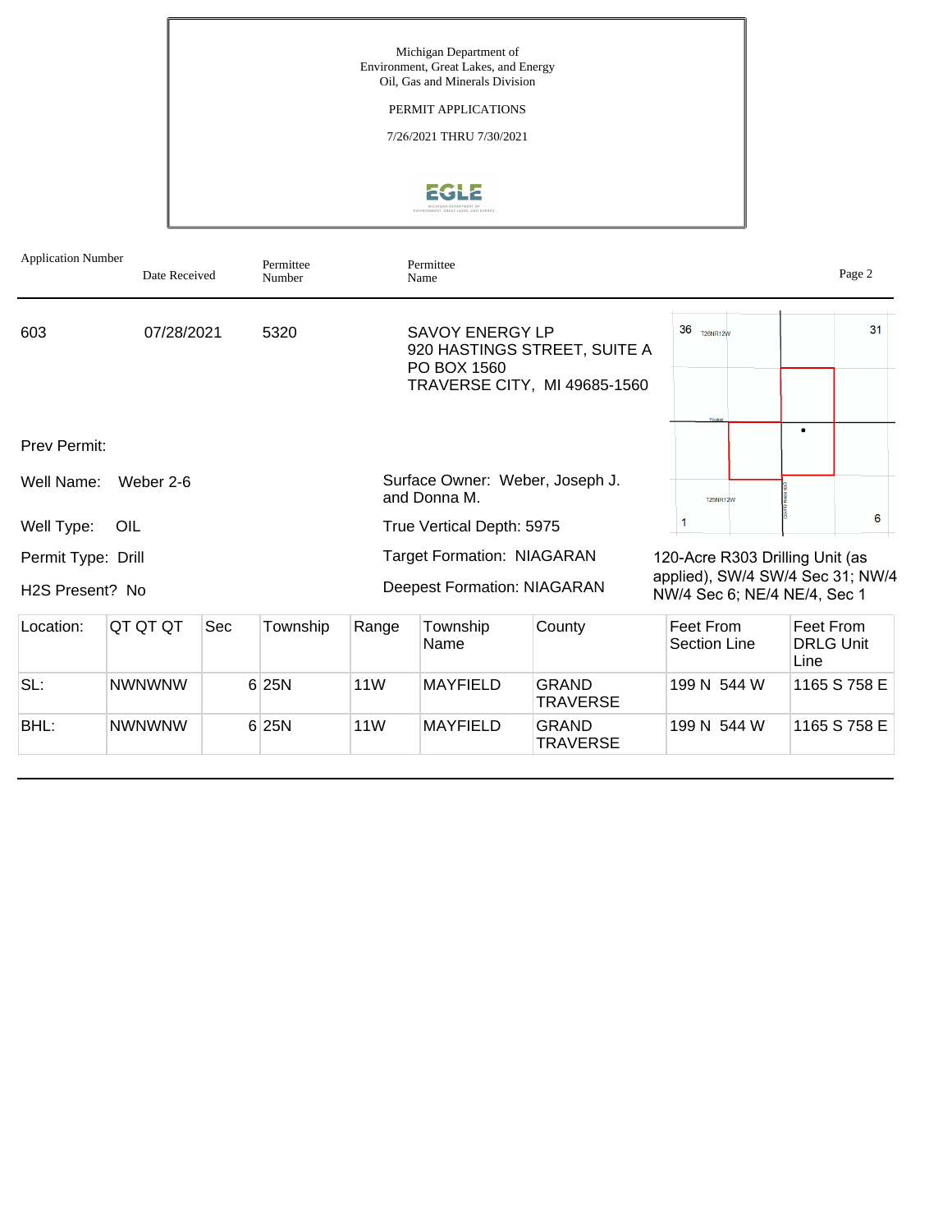Michigan Department of
Environment, Great Lakes, and Energy
Oil, Gas and Minerals Division

PERMIT APPLICATIONS

7/26/2021 THRU 7/30/2021

| Application Number | Date Received | Permittee Number | Permittee Name |
|---|---|---|---|
| 603 | 07/28/2021 | 5320 | SAVOY ENERGY LP<br>920 HASTINGS STREET, SUITE A<br>PO BOX 1560<br>TRAVERSE CITY, MI 49685-1560 |

Prev Permit:

Well Name: Weber 2-6

Surface Owner: Weber, Joseph J. and Donna M.

Well Type: OIL

True Vertical Depth: 5975

Permit Type: Drill

Target Formation: NIAGARAN

H2S Present? No

Deepest Formation: NIAGARAN

120-Acre R303 Drilling Unit (as applied), SW/4 SW/4 Sec 31; NW/4 NW/4 Sec 6; NE/4 NE/4, Sec 1

| Location: | QT QT QT | Sec | Township | Range | Township Name | County | Feet From Section Line | Feet From DRLG Unit Line |
|---|---|---|---|---|---|---|---|---|
| SL: | NWNWNW | 6 | 25N | 11W | MAYFIELD | GRAND TRAVERSE | 199 N 544 W | 1165 S 758 E |
| BHL: | NWNWNW | 6 | 25N | 11W | MAYFIELD | GRAND TRAVERSE | 199 N 544 W | 1165 S 758 E |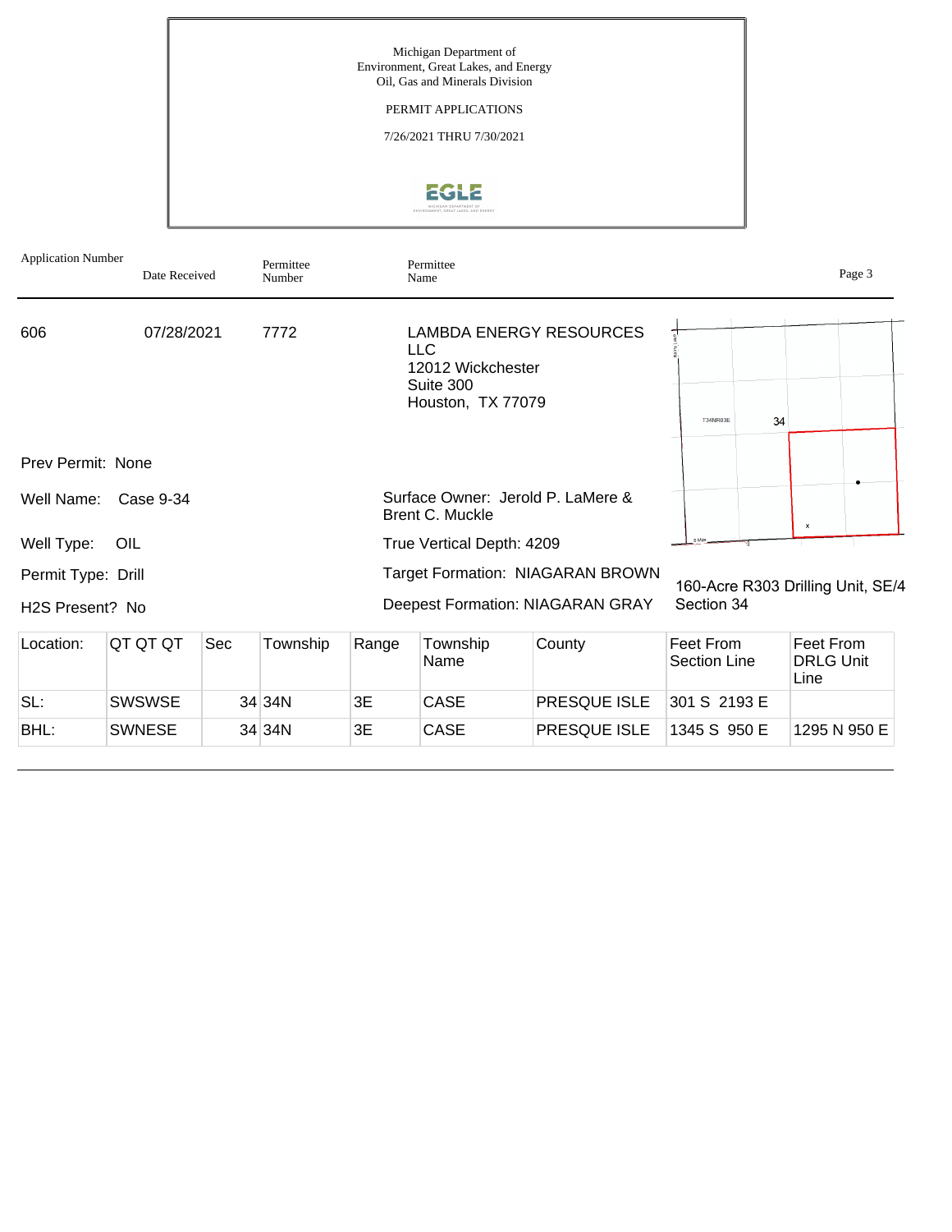Michigan Department of
Environment, Great Lakes, and Energy
Oil, Gas and Minerals Division

PERMIT APPLICATIONS

7/26/2021 THRU 7/30/2021

| Application Number | Date Received | Permittee Number | Permittee Name |
|---|---|---|---|
| 606 | 07/28/2021 | 7772 | LAMBDA ENERGY RESOURCES LLC<br>12012 Wickchester<br>Suite 300<br>Houston, TX 77079 |

Prev Permit: None

Well Name: Case 9-34

Surface Owner: Jerold P. LaMere & Brent C. Muckle

Well Type: OIL

True Vertical Depth: 4209

Permit Type: Drill

Target Formation: NIAGARAN BROWN

H2S Present? No

Deepest Formation: NIAGARAN GRAY

160-Acre R303 Drilling Unit, SE/4 Section 34

| Location: | QT QT QT | Sec | Township | Range | Township Name | County | Feet From Section Line | Feet From DRLG Unit Line |
|---|---|---|---|---|---|---|---|---|
| SL: | SWSWSE | 34 | 34N | 3E | CASE | PRESQUE ISLE | 301 S 2193 E | |
| BHL: | SWNESE | 34 | 34N | 3E | CASE | PRESQUE ISLE | 1345 S 950 E | 1295 N 950 E |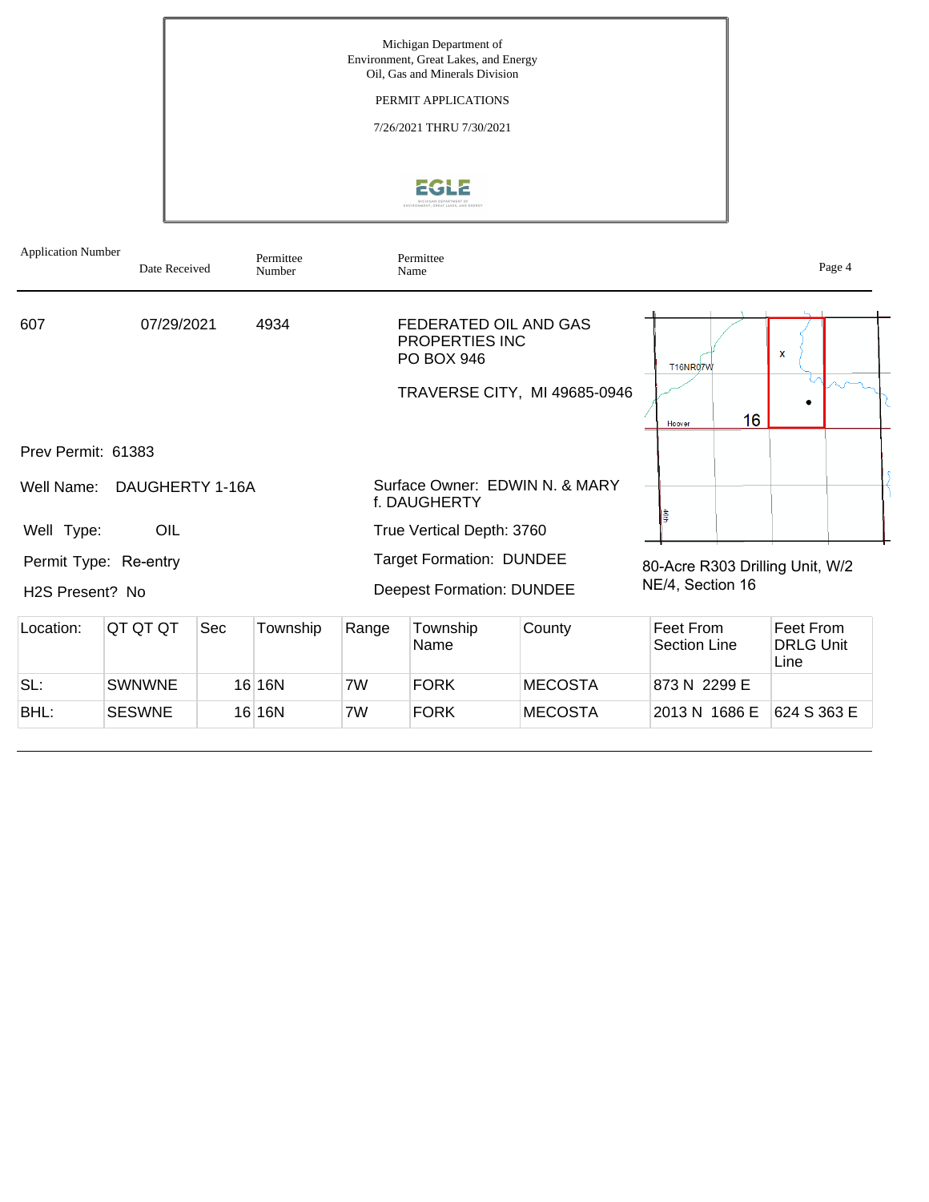Michigan Department of
Environment, Great Lakes, and Energy
Oil, Gas and Minerals Division

PERMIT APPLICATIONS

7/26/2021 THRU 7/30/2021

| Application Number | Date Received | Permittee Number | Permittee Name |
|---|---|---|---|
| 607 | 07/29/2021 | 4934 | FEDERATED OIL AND GAS PROPERTIES INC<br>PO BOX 946<br><br>TRAVERSE CITY, MI 49685-0946 |

Prev Permit: 61383

Well Name: DAUGHERTY 1-16A

Well Type: OIL

Permit Type: Re-entry

H2S Present? No

Surface Owner: EDWIN N. & MARY f. DAUGHERTY

True Vertical Depth: 3760

Target Formation: DUNDEE

Deepest Formation: DUNDEE

80-Acre R303 Drilling Unit, W/2 NE/4, Section 16

| Location: | QT QT QT | Sec | Township | Range | Township Name | County | Feet From Section Line | Feet From DRLG Unit Line |
|---|---|---|---|---|---|---|---|---|
| SL: | SWNWNE | 16 | 16N | 7W | FORK | MECOSTA | 873 N 2299 E | |
| BHL: | SESWNE | 16 | 16N | 7W | FORK | MECOSTA | 2013 N 1686 E | 624 S 363 E |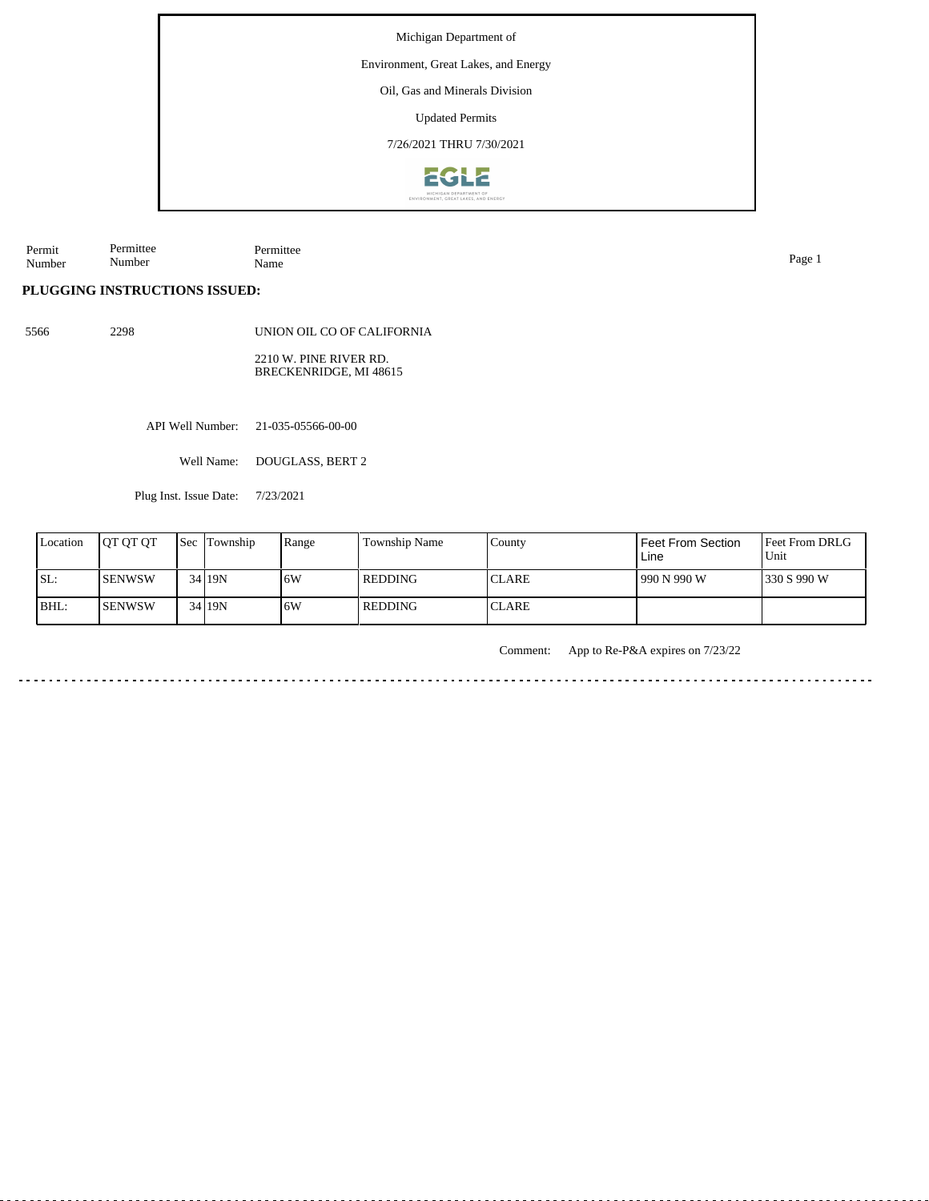Michigan Department of

Environment, Great Lakes, and Energy

Oil, Gas and Minerals Division

Updated Permits

7/26/2021 THRU 7/30/2021

| Permit Number | Permittee Number | Permittee Name |
|---|---|---|

**PLUGGING INSTRUCTIONS ISSUED:**

5566 2298 UNION OIL CO OF CALIFORNIA

2210 W. PINE RIVER RD.
BRECKENRIDGE, MI 48615

API Well Number: 21-035-05566-00-00

Well Name: DOUGLASS, BERT 2

Plug Inst. Issue Date: 7/23/2021

| Location | QT QT QT | Sec | Township | Range | Township Name | County | Feet From Section Line | Feet From DRLG Unit |
|---|---|---|---|---|---|---|---|---|
| SL: | SENWSW | 34 | 19N | 6W | REDDING | CLARE | 990 N 990 W | 330 S 990 W |
| BHL: | SENWSW | 34 | 19N | 6W | REDDING | CLARE | | |

Comment: App to Re-P&A expires on 7/23/22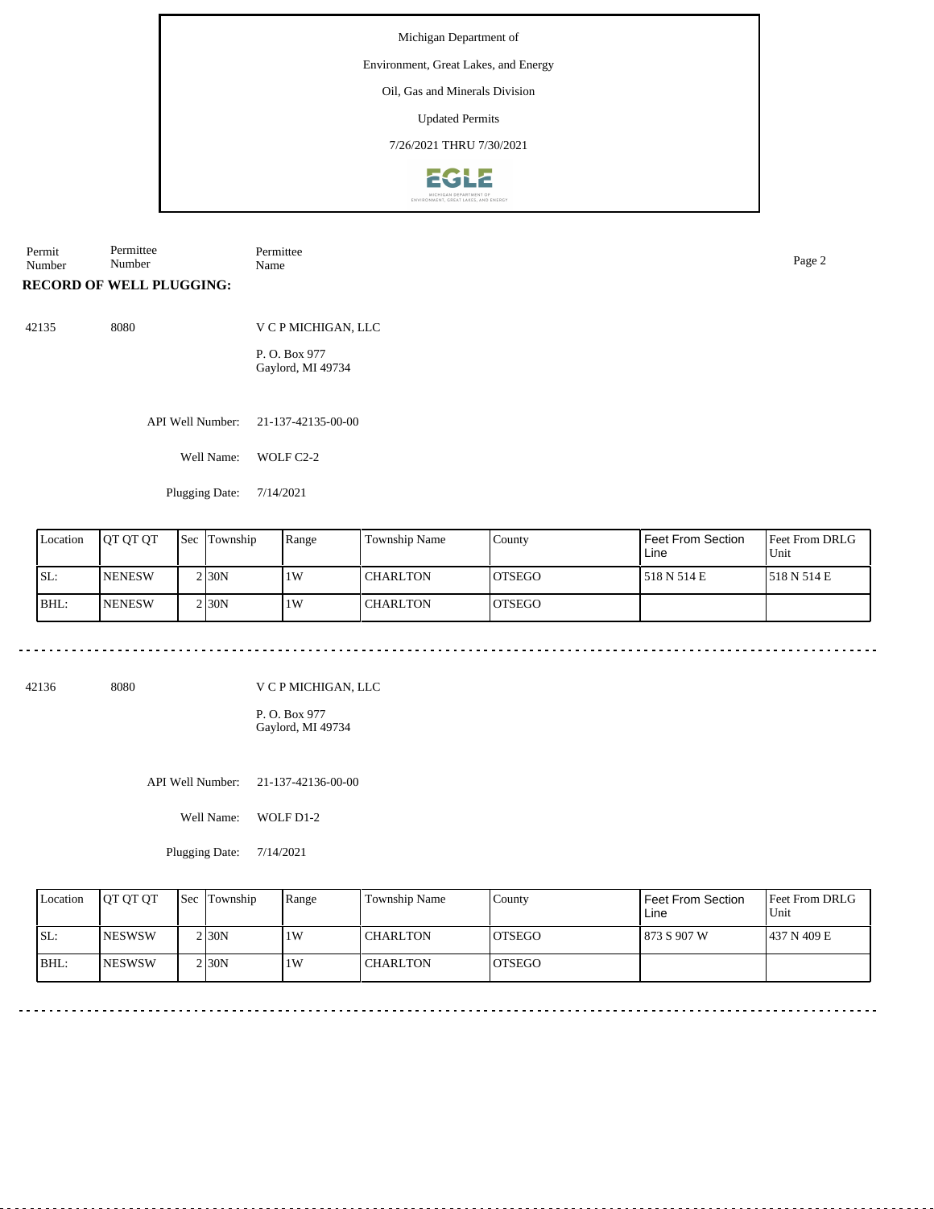Michigan Department of

Environment, Great Lakes, and Energy

Oil, Gas and Minerals Division

Updated Permits

7/26/2021 THRU 7/30/2021

| Permit Number | Permittee Number | Permittee Name |
|---|---|---|

**RECORD OF WELL PLUGGING:**

42135 &nbsp;&nbsp; 8080 &nbsp;&nbsp; V C P MICHIGAN, LLC

P. O. Box 977
Gaylord, MI 49734

API Well Number: 21-137-42135-00-00

Well Name: WOLF C2-2

Plugging Date: 7/14/2021

| Location | QT QT QT | Sec | Township | Range | Township Name | County | Feet From Section Line | Feet From DRLG Unit |
|---|---|---|---|---|---|---|---|---|
| SL: | NENESW | 2 | 30N | 1W | CHARLTON | OTSEGO | 518 N 514 E | 518 N 514 E |
| BHL: | NENESW | 2 | 30N | 1W | CHARLTON | OTSEGO | | |

---

42136 &nbsp;&nbsp; 8080 &nbsp;&nbsp; V C P MICHIGAN, LLC

P. O. Box 977
Gaylord, MI 49734

API Well Number: 21-137-42136-00-00

Well Name: WOLF D1-2

Plugging Date: 7/14/2021

| Location | QT QT QT | Sec | Township | Range | Township Name | County | Feet From Section Line | Feet From DRLG Unit |
|---|---|---|---|---|---|---|---|---|
| SL: | NESWSW | 2 | 30N | 1W | CHARLTON | OTSEGO | 873 S 907 W | 437 N 409 E |
| BHL: | NESWSW | 2 | 30N | 1W | CHARLTON | OTSEGO | | |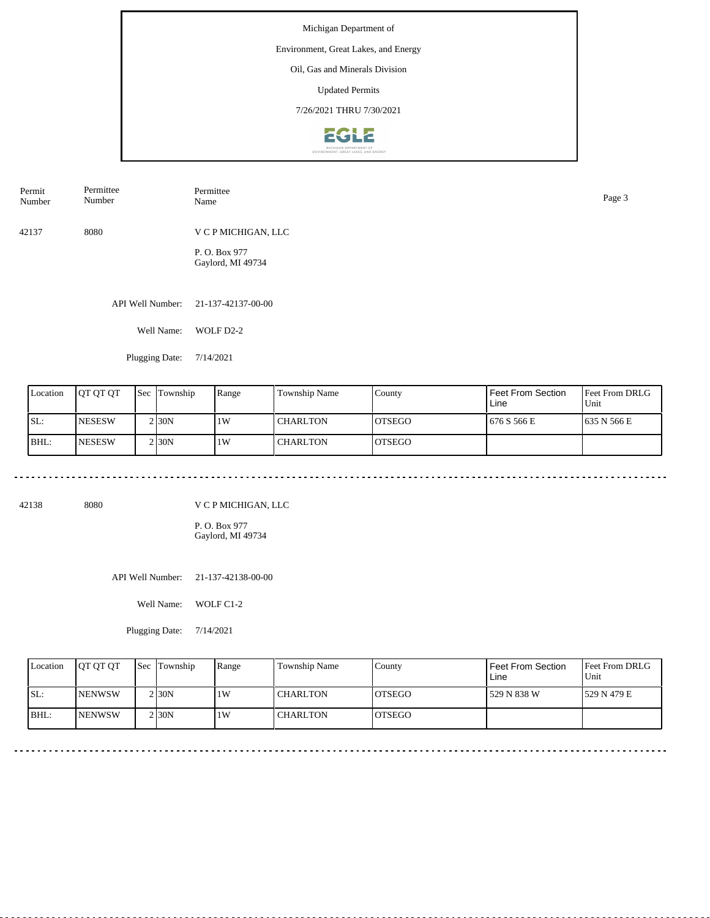Michigan Department of

Environment, Great Lakes, and Energy

Oil, Gas and Minerals Division

Updated Permits

7/26/2021 THRU 7/30/2021

| Permit Number | Permittee Number | Permittee Name |
|---|---|---|
| 42137 | 8080 | V C P MICHIGAN, LLC<br>P. O. Box 977<br>Gaylord, MI 49734 |

API Well Number: 21-137-42137-00-00

Well Name: WOLF D2-2

Plugging Date: 7/14/2021

| Location | QT QT QT | Sec | Township | Range | Township Name | County | Feet From Section Line | Feet From DRLG Unit |
|---|---|---|---|---|---|---|---|---|
| SL: | NESESW | 2 | 30N | 1W | CHARLTON | OTSEGO | 676 S 566 E | 635 N 566 E |
| BHL: | NESESW | 2 | 30N | 1W | CHARLTON | OTSEGO | | |

---

| Permit Number | Permittee Number | Permittee Name |
|---|---|---|
| 42138 | 8080 | V C P MICHIGAN, LLC<br>P. O. Box 977<br>Gaylord, MI 49734 |

API Well Number: 21-137-42138-00-00

Well Name: WOLF C1-2

Plugging Date: 7/14/2021

| Location | QT QT QT | Sec | Township | Range | Township Name | County | Feet From Section Line | Feet From DRLG Unit |
|---|---|---|---|---|---|---|---|---|
| SL: | NENWSW | 2 | 30N | 1W | CHARLTON | OTSEGO | 529 N 838 W | 529 N 479 E |
| BHL: | NENWSW | 2 | 30N | 1W | CHARLTON | OTSEGO | | |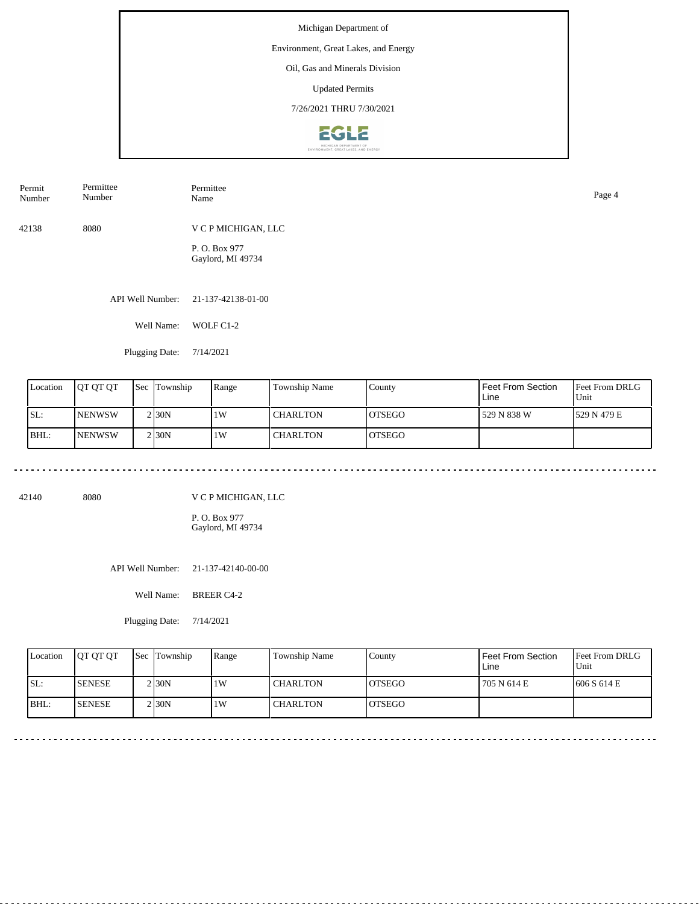Michigan Department of

Environment, Great Lakes, and Energy

Oil, Gas and Minerals Division

Updated Permits

7/26/2021 THRU 7/30/2021

| Permit Number | Permittee Number | Permittee Name |
|---|---|---|
| 42138 | 8080 | V C P MICHIGAN, LLC<br>P. O. Box 977<br>Gaylord, MI 49734 |

API Well Number: 21-137-42138-01-00

Well Name: WOLF C1-2

Plugging Date: 7/14/2021

| Location | QT QT QT | Sec | Township | Range | Township Name | County | Feet From Section Line | Feet From DRLG Unit |
|---|---|---|---|---|---|---|---|---|
| SL: | NENWSW | 2 | 30N | 1W | CHARLTON | OTSEGO | 529 N 838 W | 529 N 479 E |
| BHL: | NENWSW | 2 | 30N | 1W | CHARLTON | OTSEGO | | |

---

| Permit Number | Permittee Number | Permittee Name |
|---|---|---|
| 42140 | 8080 | V C P MICHIGAN, LLC<br>P. O. Box 977<br>Gaylord, MI 49734 |

API Well Number: 21-137-42140-00-00

Well Name: BREER C4-2

Plugging Date: 7/14/2021

| Location | QT QT QT | Sec | Township | Range | Township Name | County | Feet From Section Line | Feet From DRLG Unit |
|---|---|---|---|---|---|---|---|---|
| SL: | SENESE | 2 | 30N | 1W | CHARLTON | OTSEGO | 705 N 614 E | 606 S 614 E |
| BHL: | SENESE | 2 | 30N | 1W | CHARLTON | OTSEGO | | |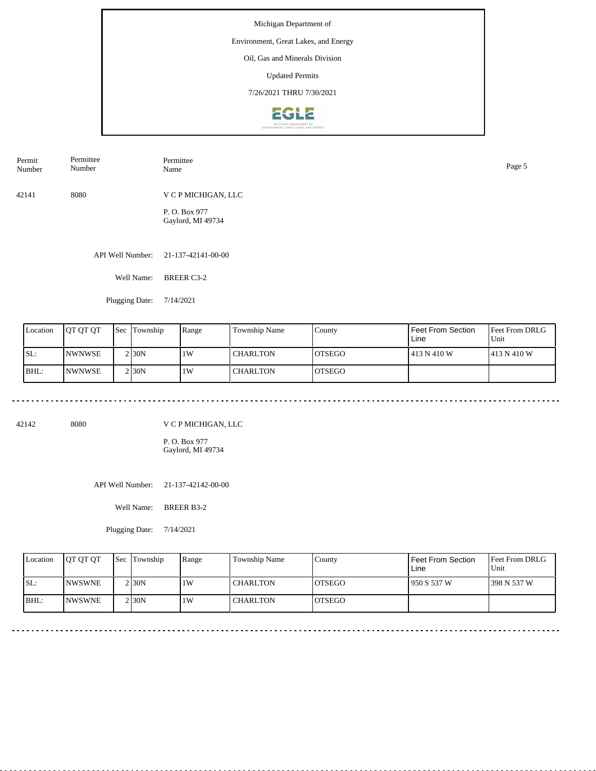Michigan Department of

Environment, Great Lakes, and Energy

Oil, Gas and Minerals Division

Updated Permits

7/26/2021 THRU 7/30/2021

| Permit Number | Permittee Number | Permittee Name |
|---|---|---|
| 42141 | 8080 | V C P MICHIGAN, LLC<br>P. O. Box 977<br>Gaylord, MI 49734 |

API Well Number: 21-137-42141-00-00

Well Name: BREER C3-2

Plugging Date: 7/14/2021

| Location | QT QT QT | Sec | Township | Range | Township Name | County | Feet From Section Line | Feet From DRLG Unit |
|---|---|---|---|---|---|---|---|---|
| SL: | NWNWSE | 2 | 30N | 1W | CHARLTON | OTSEGO | 413 N 410 W | 413 N 410 W |
| BHL: | NWNWSE | 2 | 30N | 1W | CHARLTON | OTSEGO | | |

---

| Permit Number | Permittee Number | Permittee Name |
|---|---|---|
| 42142 | 8080 | V C P MICHIGAN, LLC<br>P. O. Box 977<br>Gaylord, MI 49734 |

API Well Number: 21-137-42142-00-00

Well Name: BREER B3-2

Plugging Date: 7/14/2021

| Location | QT QT QT | Sec | Township | Range | Township Name | County | Feet From Section Line | Feet From DRLG Unit |
|---|---|---|---|---|---|---|---|---|
| SL: | NWSWNE | 2 | 30N | 1W | CHARLTON | OTSEGO | 950 S 537 W | 398 N 537 W |
| BHL: | NWSWNE | 2 | 30N | 1W | CHARLTON | OTSEGO | | |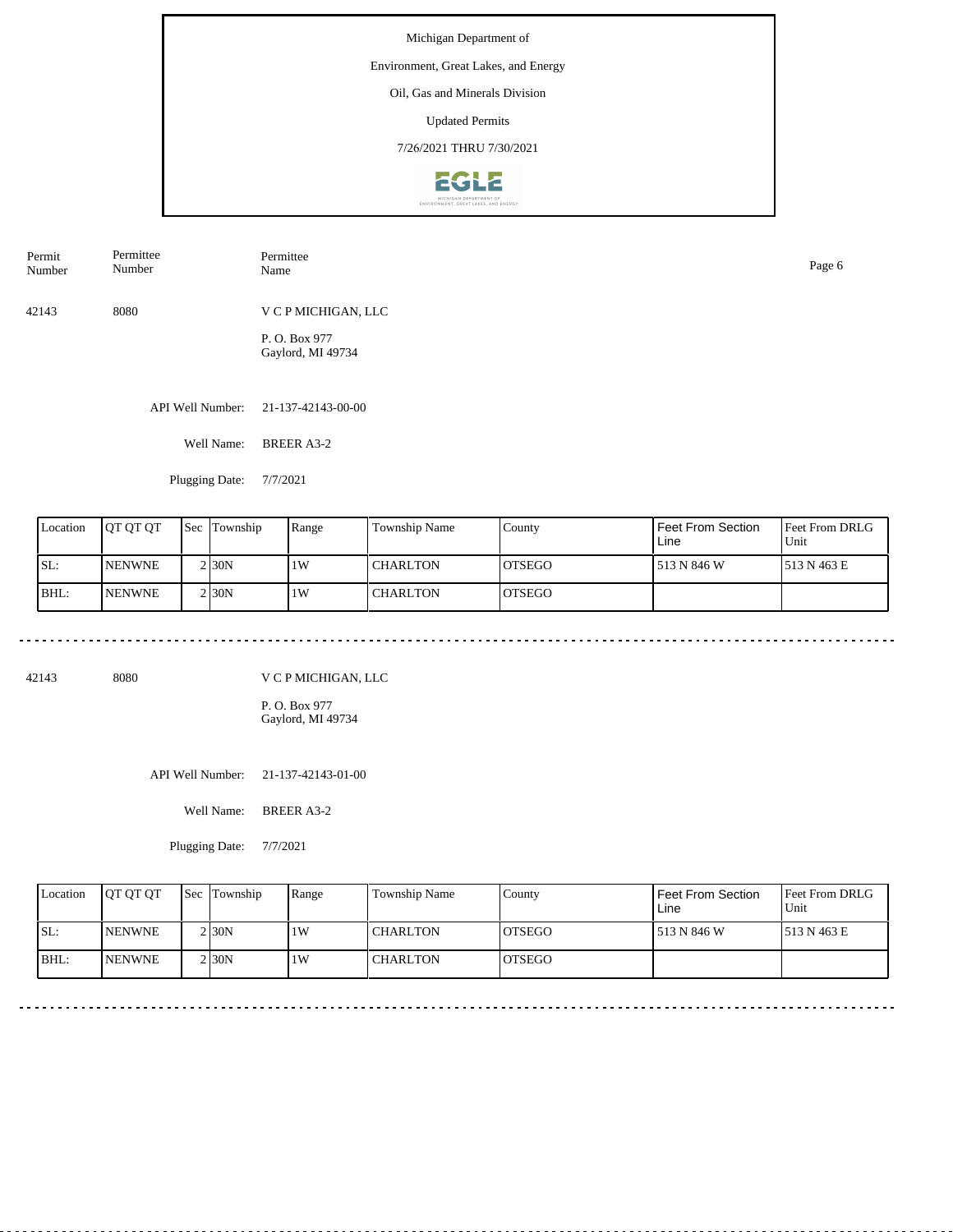Michigan Department of

Environment, Great Lakes, and Energy

Oil, Gas and Minerals Division

Updated Permits

7/26/2021 THRU 7/30/2021

| Permit Number | Permittee Number | Permittee Name |
|---|---|---|
| 42143 | 8080 | V C P MICHIGAN, LLC<br>P. O. Box 977<br>Gaylord, MI 49734 |

API Well Number: 21-137-42143-00-00

Well Name: BREER A3-2

Plugging Date: 7/7/2021

| Location | QT QT QT | Sec | Township | Range | Township Name | County | Feet From Section Line | Feet From DRLG Unit |
|---|---|---|---|---|---|---|---|---|
| SL: | NENWNE | 2 | 30N | 1W | CHARLTON | OTSEGO | 513 N 846 W | 513 N 463 E |
| BHL: | NENWNE | 2 | 30N | 1W | CHARLTON | OTSEGO | | |

---

| Permit Number | Permittee Number | Permittee Name |
|---|---|---|
| 42143 | 8080 | V C P MICHIGAN, LLC<br>P. O. Box 977<br>Gaylord, MI 49734 |

API Well Number: 21-137-42143-01-00

Well Name: BREER A3-2

Plugging Date: 7/7/2021

| Location | QT QT QT | Sec | Township | Range | Township Name | County | Feet From Section Line | Feet From DRLG Unit |
|---|---|---|---|---|---|---|---|---|
| SL: | NENWNE | 2 | 30N | 1W | CHARLTON | OTSEGO | 513 N 846 W | 513 N 463 E |
| BHL: | NENWNE | 2 | 30N | 1W | CHARLTON | OTSEGO | | |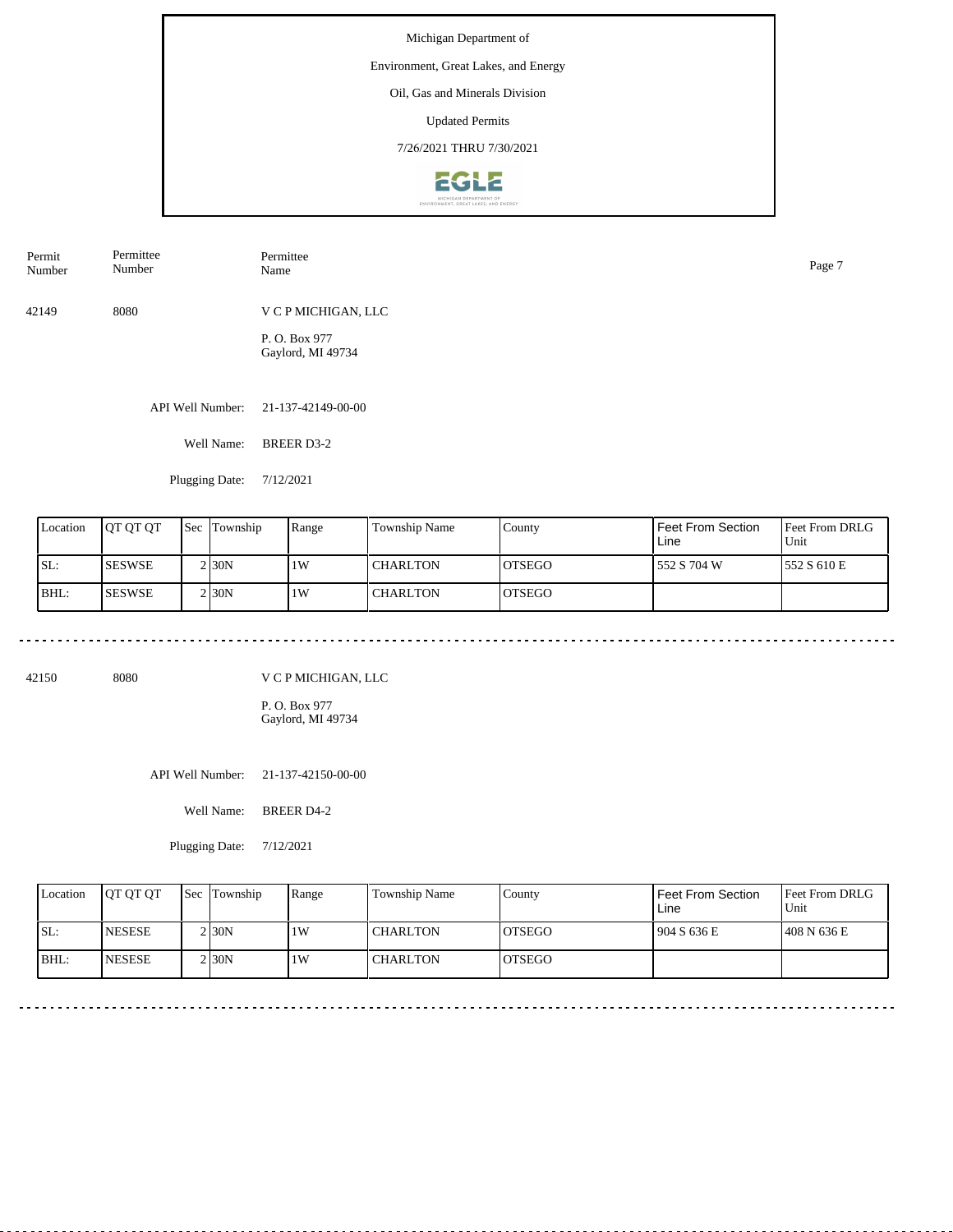Michigan Department of

Environment, Great Lakes, and Energy

Oil, Gas and Minerals Division

Updated Permits

7/26/2021 THRU 7/30/2021

| Permit Number | Permittee Number | Permittee Name |
|---|---|---|
| 42149 | 8080 | V C P MICHIGAN, LLC<br>P. O. Box 977<br>Gaylord, MI 49734 |

API Well Number: 21-137-42149-00-00

Well Name: BREER D3-2

Plugging Date: 7/12/2021

| Location | QT QT QT | Sec | Township | Range | Township Name | County | Feet From Section Line | Feet From DRLG Unit |
|---|---|---|---|---|---|---|---|---|
| SL: | SESWSE | 2 | 30N | 1W | CHARLTON | OTSEGO | 552 S 704 W | 552 S 610 E |
| BHL: | SESWSE | 2 | 30N | 1W | CHARLTON | OTSEGO | | |

---

| Permit Number | Permittee Number | Permittee Name |
|---|---|---|
| 42150 | 8080 | V C P MICHIGAN, LLC<br>P. O. Box 977<br>Gaylord, MI 49734 |

API Well Number: 21-137-42150-00-00

Well Name: BREER D4-2

Plugging Date: 7/12/2021

| Location | QT QT QT | Sec | Township | Range | Township Name | County | Feet From Section Line | Feet From DRLG Unit |
|---|---|---|---|---|---|---|---|---|
| SL: | NESESE | 2 | 30N | 1W | CHARLTON | OTSEGO | 904 S 636 E | 408 N 636 E |
| BHL: | NESESE | 2 | 30N | 1W | CHARLTON | OTSEGO | | |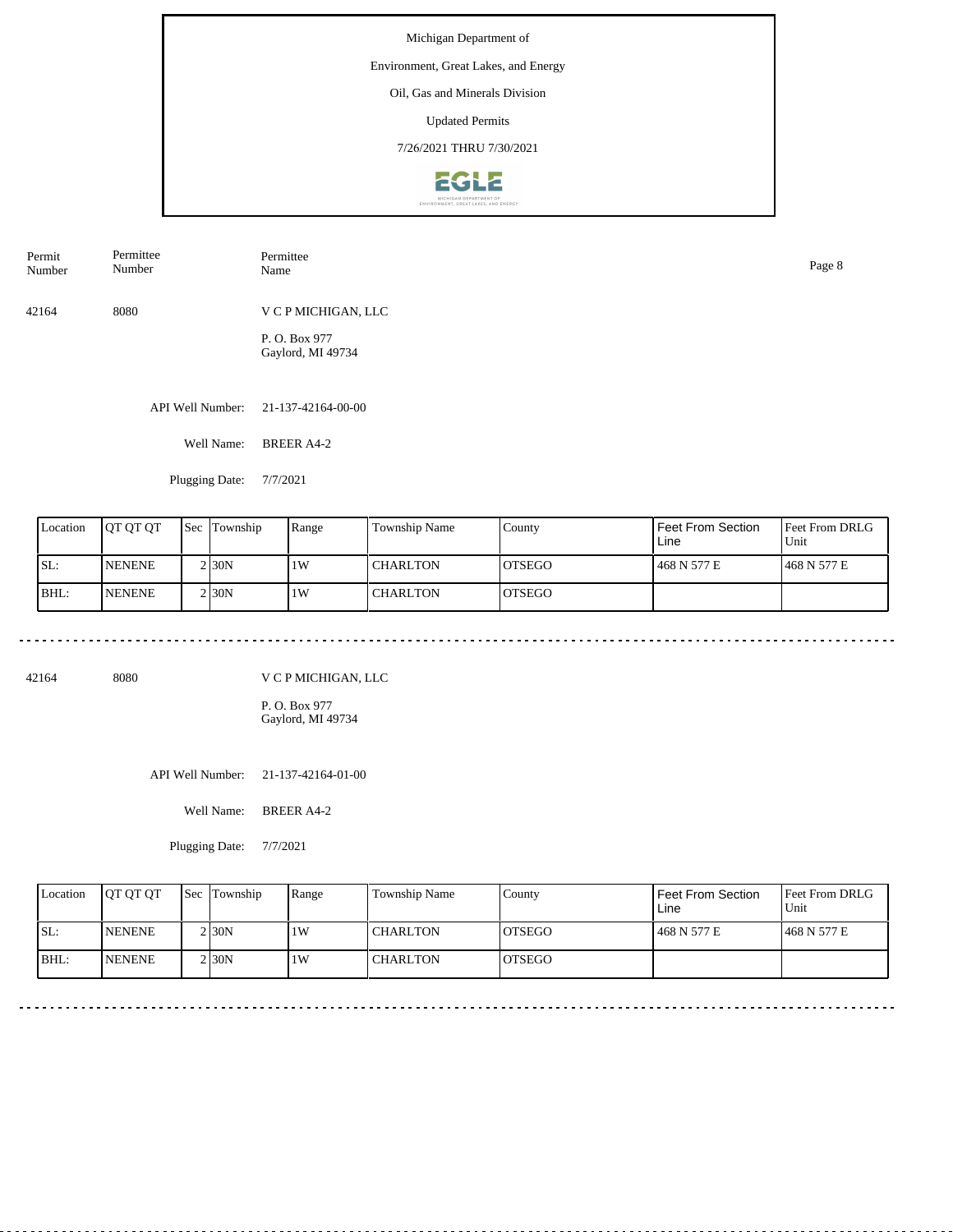Michigan Department of

Environment, Great Lakes, and Energy

Oil, Gas and Minerals Division

Updated Permits

7/26/2021 THRU 7/30/2021

| Permit Number | Permittee Number | Permittee Name |
|---|---|---|

42164 8080 V C P MICHIGAN, LLC

P. O. Box 977
Gaylord, MI 49734

API Well Number: 21-137-42164-00-00

Well Name: BREER A4-2

Plugging Date: 7/7/2021

| Location | QT QT QT | Sec | Township | Range | Township Name | County | Feet From Section Line | Feet From DRLG Unit |
|---|---|---|---|---|---|---|---|---|
| SL: | NENENE | 2 | 30N | 1W | CHARLTON | OTSEGO | 468 N 577 E | 468 N 577 E |
| BHL: | NENENE | 2 | 30N | 1W | CHARLTON | OTSEGO | | |

---

42164 8080 V C P MICHIGAN, LLC

P. O. Box 977
Gaylord, MI 49734

API Well Number: 21-137-42164-01-00

Well Name: BREER A4-2

Plugging Date: 7/7/2021

| Location | QT QT QT | Sec | Township | Range | Township Name | County | Feet From Section Line | Feet From DRLG Unit |
|---|---|---|---|---|---|---|---|---|
| SL: | NENENE | 2 | 30N | 1W | CHARLTON | OTSEGO | 468 N 577 E | 468 N 577 E |
| BHL: | NENENE | 2 | 30N | 1W | CHARLTON | OTSEGO | | |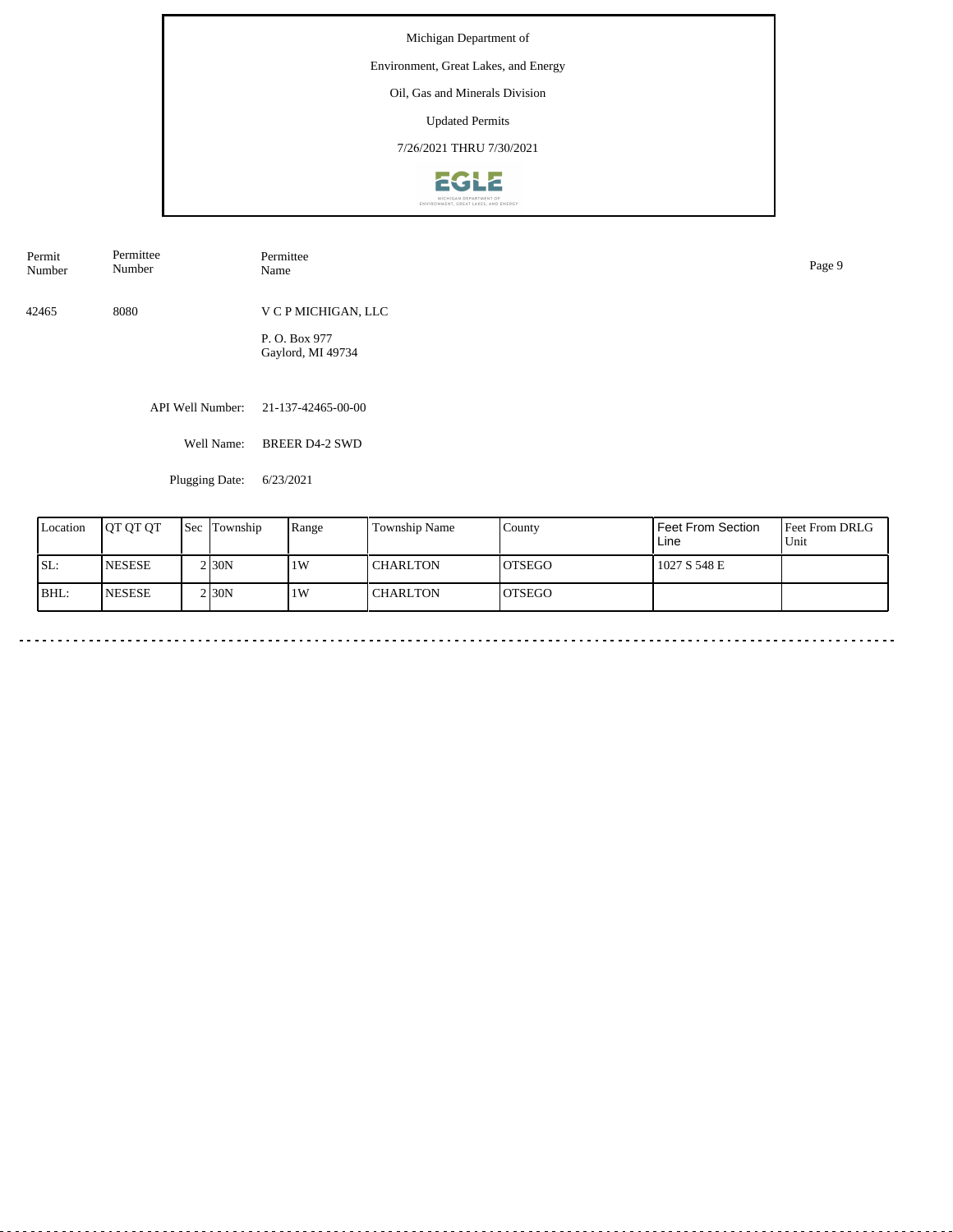Michigan Department of

Environment, Great Lakes, and Energy

Oil, Gas and Minerals Division

Updated Permits

7/26/2021 THRU 7/30/2021

| Permit Number | Permittee Number | Permittee Name |
|---|---|---|
| 42465 | 8080 | V C P MICHIGAN, LLC<br>P. O. Box 977<br>Gaylord, MI 49734 |

API Well Number: 21-137-42465-00-00

Well Name: BREER D4-2 SWD

Plugging Date: 6/23/2021

| Location | QT QT QT | Sec | Township | Range | Township Name | County | Feet From Section Line | Feet From DRLG Unit |
|---|---|---|---|---|---|---|---|---|
| SL: | NESESE | 2 | 30N | 1W | CHARLTON | OTSEGO | 1027 S 548 E | |
| BHL: | NESESE | 2 | 30N | 1W | CHARLTON | OTSEGO | | |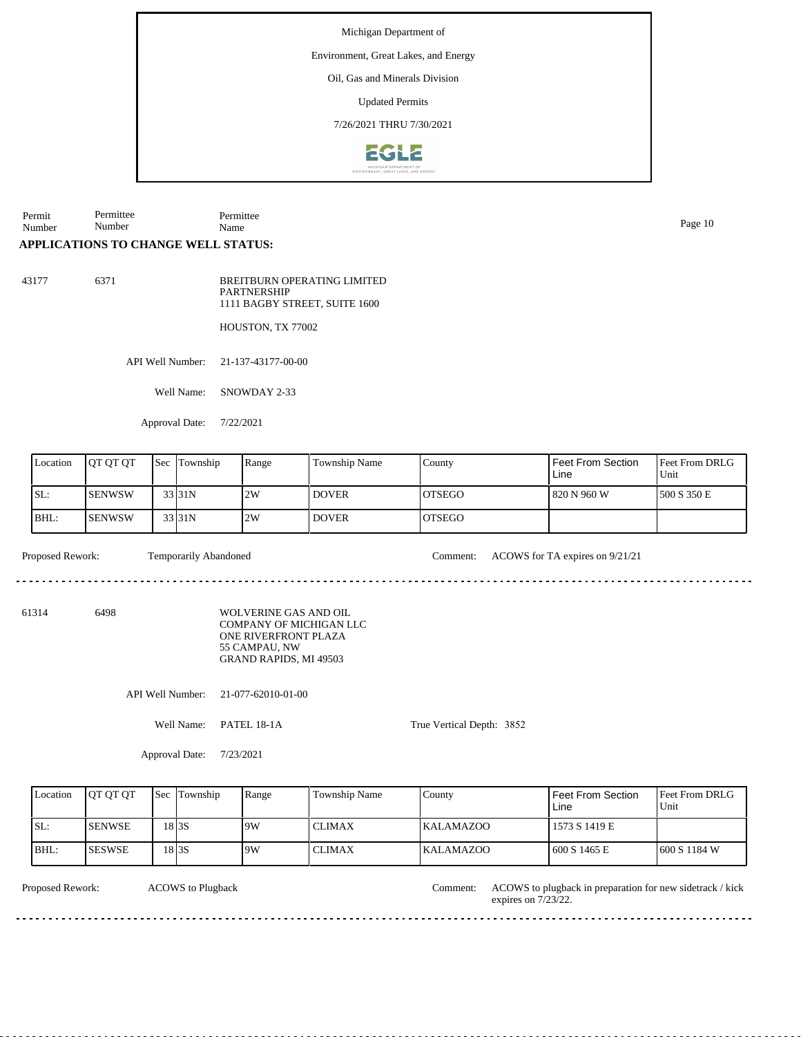Michigan Department of

Environment, Great Lakes, and Energy

Oil, Gas and Minerals Division

Updated Permits

7/26/2021 THRU 7/30/2021

| Permit Number | Permittee Number | Permittee Name |
|---|---|---|

## APPLICATIONS TO CHANGE WELL STATUS:

**43177** 6371

BREITBURN OPERATING LIMITED PARTNERSHIP
1111 BAGBY STREET, SUITE 1600

HOUSTON, TX 77002

API Well Number: 21-137-43177-00-00

Well Name: SNOWDAY 2-33

Approval Date: 7/22/2021

| Location | QT QT QT | Sec | Township | Range | Township Name | County | Feet From Section Line | Feet From DRLG Unit |
|---|---|---|---|---|---|---|---|---|
| SL: | SENWSW | 33 | 31N | 2W | DOVER | OTSEGO | 820 N 960 W | 500 S 350 E |
| BHL: | SENWSW | 33 | 31N | 2W | DOVER | OTSEGO | | |

Proposed Rework: Temporarily Abandoned

Comment: ACOWS for TA expires on 9/21/21

---

**61314** 6498

WOLVERINE GAS AND OIL COMPANY OF MICHIGAN LLC
ONE RIVERFRONT PLAZA
55 CAMPAU, NW
GRAND RAPIDS, MI 49503

API Well Number: 21-077-62010-01-00

Well Name: PATEL 18-1A

True Vertical Depth: 3852

Approval Date: 7/23/2021

| Location | QT QT QT | Sec | Township | Range | Township Name | County | Feet From Section Line | Feet From DRLG Unit |
|---|---|---|---|---|---|---|---|---|
| SL: | SENWSE | 18 | 3S | 9W | CLIMAX | KALAMAZOO | 1573 S 1419 E | |
| BHL: | SESWSE | 18 | 3S | 9W | CLIMAX | KALAMAZOO | 600 S 1465 E | 600 S 1184 W |

Proposed Rework: ACOWS to Plugback

Comment: ACOWS to plugback in preparation for new sidetrack / kick expires on 7/23/22.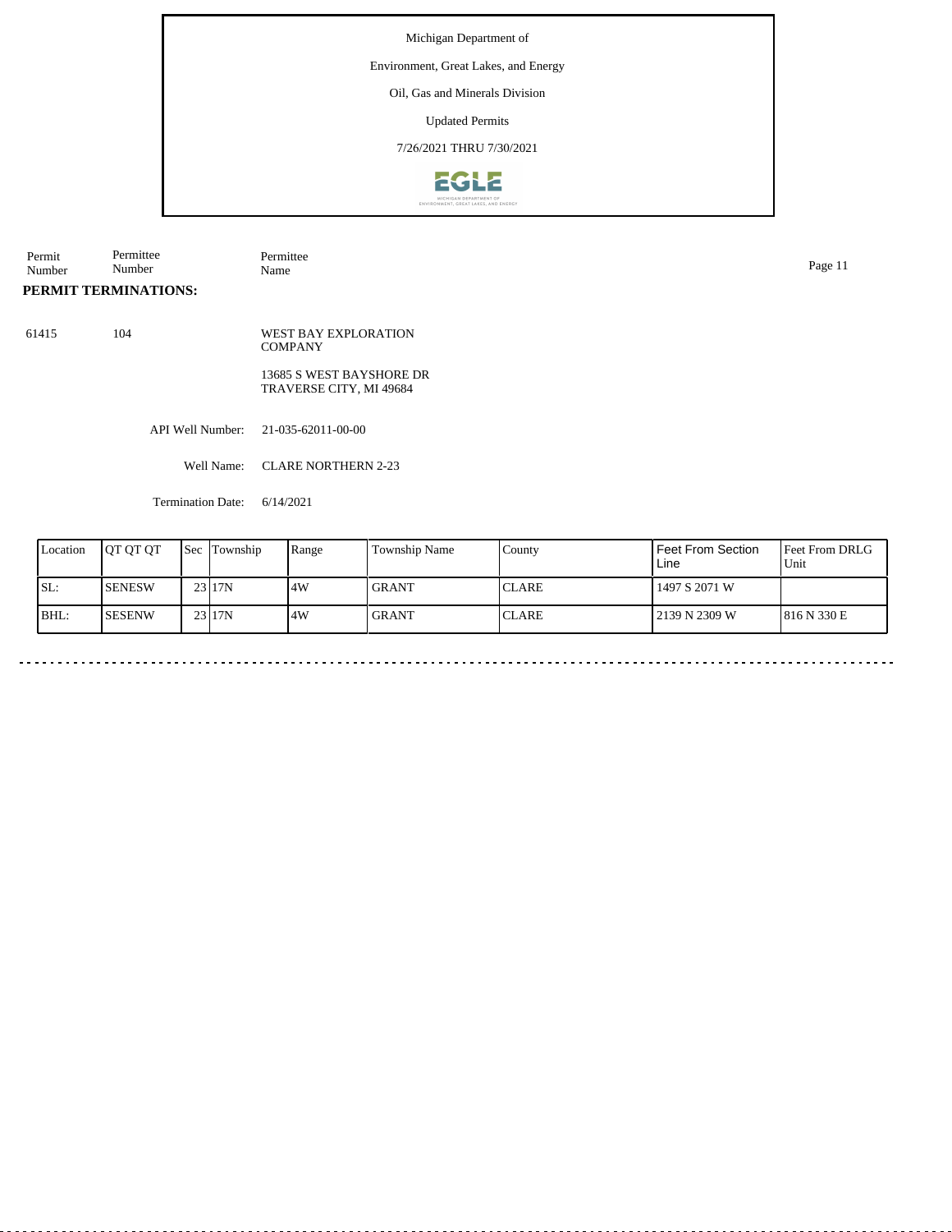Michigan Department of

Environment, Great Lakes, and Energy

Oil, Gas and Minerals Division

Updated Permits

7/26/2021 THRU 7/30/2021

| Permit Number | Permittee Number | Permittee Name |
|---|---|---|

**PERMIT TERMINATIONS:**

61415 104 WEST BAY EXPLORATION COMPANY

13685 S WEST BAYSHORE DR
TRAVERSE CITY, MI 49684

API Well Number: 21-035-62011-00-00

Well Name: CLARE NORTHERN 2-23

Termination Date: 6/14/2021

| Location | QT QT QT | Sec | Township | Range | Township Name | County | Feet From Section Line | Feet From DRLG Unit |
|---|---|---|---|---|---|---|---|---|
| SL: | SENESW | 23 | 17N | 4W | GRANT | CLARE | 1497 S 2071 W | |
| BHL: | SESENW | 23 | 17N | 4W | GRANT | CLARE | 2139 N 2309 W | 816 N 330 E |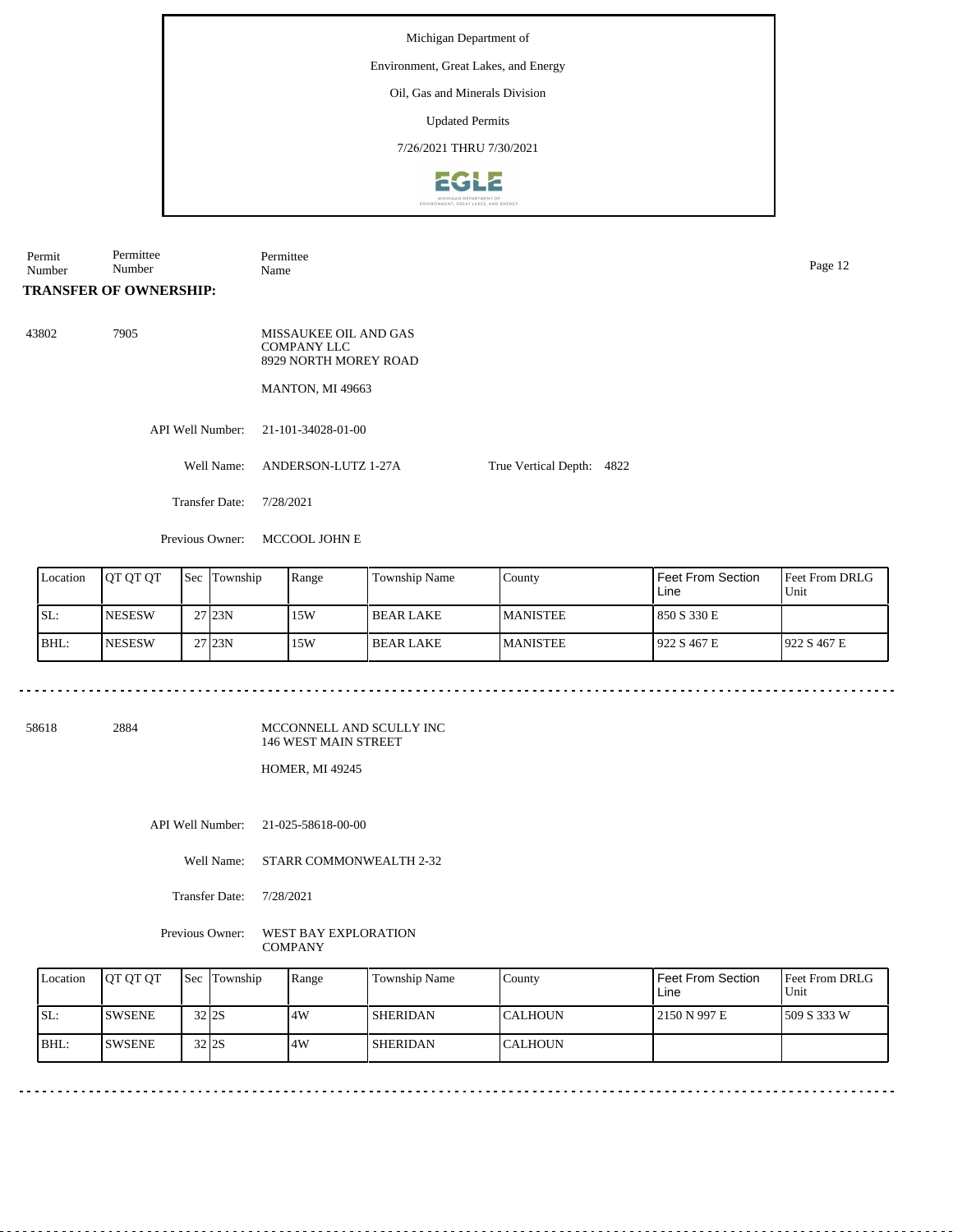Michigan Department of

Environment, Great Lakes, and Energy

Oil, Gas and Minerals Division

Updated Permits

7/26/2021 THRU 7/30/2021

| Permit Number | Permittee Number | Permittee Name |
|---|---|---|

**TRANSFER OF OWNERSHIP:**

43802 7905

MISSAUKEE OIL AND GAS COMPANY LLC
8929 NORTH MOREY ROAD

MANTON, MI 49663

API Well Number: 21-101-34028-01-00

Well Name: ANDERSON-LUTZ 1-27A

True Vertical Depth: 4822

Transfer Date: 7/28/2021

Previous Owner: MCCOOL JOHN E

| Location | QT QT QT | Sec | Township | Range | Township Name | County | Feet From Section Line | Feet From DRLG Unit |
|---|---|---|---|---|---|---|---|---|
| SL: | NESESW | 27 | 23N | 15W | BEAR LAKE | MANISTEE | 850 S 330 E | |
| BHL: | NESESW | 27 | 23N | 15W | BEAR LAKE | MANISTEE | 922 S 467 E | 922 S 467 E |

58618 2884

MCCONNELL AND SCULLY INC
146 WEST MAIN STREET

HOMER, MI 49245

API Well Number: 21-025-58618-00-00

Well Name: STARR COMMONWEALTH 2-32

Transfer Date: 7/28/2021

Previous Owner: WEST BAY EXPLORATION COMPANY

| Location | QT QT QT | Sec | Township | Range | Township Name | County | Feet From Section Line | Feet From DRLG Unit |
|---|---|---|---|---|---|---|---|---|
| SL: | SWSENE | 32 | 2S | 4W | SHERIDAN | CALHOUN | 2150 N 997 E | 509 S 333 W |
| BHL: | SWSENE | 32 | 2S | 4W | SHERIDAN | CALHOUN | | |